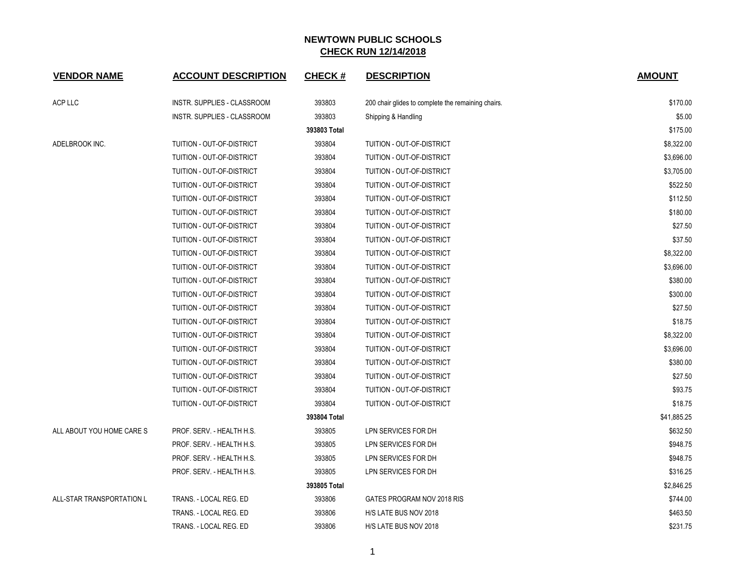# NEWTOWN PUBLIC SCHOOLS
## CHECK RUN 12/14/2018

| VENDOR NAME | ACCOUNT DESCRIPTION | CHECK # | DESCRIPTION | AMOUNT |
|---|---|---|---|---|
| ACP LLC | INSTR. SUPPLIES - CLASSROOM | 393803 | 200 chair glides to complete the remaining chairs. | $170.00 |
| | INSTR. SUPPLIES - CLASSROOM | 393803 | Shipping & Handling | $5.00 |
| | | 393803 Total | | $175.00 |
| ADELBROOK INC. | TUITION - OUT-OF-DISTRICT | 393804 | TUITION - OUT-OF-DISTRICT | $8,322.00 |
| | TUITION - OUT-OF-DISTRICT | 393804 | TUITION - OUT-OF-DISTRICT | $3,696.00 |
| | TUITION - OUT-OF-DISTRICT | 393804 | TUITION - OUT-OF-DISTRICT | $3,705.00 |
| | TUITION - OUT-OF-DISTRICT | 393804 | TUITION - OUT-OF-DISTRICT | $522.50 |
| | TUITION - OUT-OF-DISTRICT | 393804 | TUITION - OUT-OF-DISTRICT | $112.50 |
| | TUITION - OUT-OF-DISTRICT | 393804 | TUITION - OUT-OF-DISTRICT | $180.00 |
| | TUITION - OUT-OF-DISTRICT | 393804 | TUITION - OUT-OF-DISTRICT | $27.50 |
| | TUITION - OUT-OF-DISTRICT | 393804 | TUITION - OUT-OF-DISTRICT | $37.50 |
| | TUITION - OUT-OF-DISTRICT | 393804 | TUITION - OUT-OF-DISTRICT | $8,322.00 |
| | TUITION - OUT-OF-DISTRICT | 393804 | TUITION - OUT-OF-DISTRICT | $3,696.00 |
| | TUITION - OUT-OF-DISTRICT | 393804 | TUITION - OUT-OF-DISTRICT | $380.00 |
| | TUITION - OUT-OF-DISTRICT | 393804 | TUITION - OUT-OF-DISTRICT | $300.00 |
| | TUITION - OUT-OF-DISTRICT | 393804 | TUITION - OUT-OF-DISTRICT | $27.50 |
| | TUITION - OUT-OF-DISTRICT | 393804 | TUITION - OUT-OF-DISTRICT | $18.75 |
| | TUITION - OUT-OF-DISTRICT | 393804 | TUITION - OUT-OF-DISTRICT | $8,322.00 |
| | TUITION - OUT-OF-DISTRICT | 393804 | TUITION - OUT-OF-DISTRICT | $3,696.00 |
| | TUITION - OUT-OF-DISTRICT | 393804 | TUITION - OUT-OF-DISTRICT | $380.00 |
| | TUITION - OUT-OF-DISTRICT | 393804 | TUITION - OUT-OF-DISTRICT | $27.50 |
| | TUITION - OUT-OF-DISTRICT | 393804 | TUITION - OUT-OF-DISTRICT | $93.75 |
| | TUITION - OUT-OF-DISTRICT | 393804 | TUITION - OUT-OF-DISTRICT | $18.75 |
| | | 393804 Total | | $41,885.25 |
| ALL ABOUT YOU HOME CARE S | PROF. SERV. - HEALTH H.S. | 393805 | LPN SERVICES FOR DH | $632.50 |
| | PROF. SERV. - HEALTH H.S. | 393805 | LPN SERVICES FOR DH | $948.75 |
| | PROF. SERV. - HEALTH H.S. | 393805 | LPN SERVICES FOR DH | $948.75 |
| | PROF. SERV. - HEALTH H.S. | 393805 | LPN SERVICES FOR DH | $316.25 |
| | | 393805 Total | | $2,846.25 |
| ALL-STAR TRANSPORTATION L | TRANS. - LOCAL REG. ED | 393806 | GATES PROGRAM NOV 2018 RIS | $744.00 |
| | TRANS. - LOCAL REG. ED | 393806 | H/S LATE BUS NOV 2018 | $463.50 |
| | TRANS. - LOCAL REG. ED | 393806 | H/S LATE BUS NOV 2018 | $231.75 |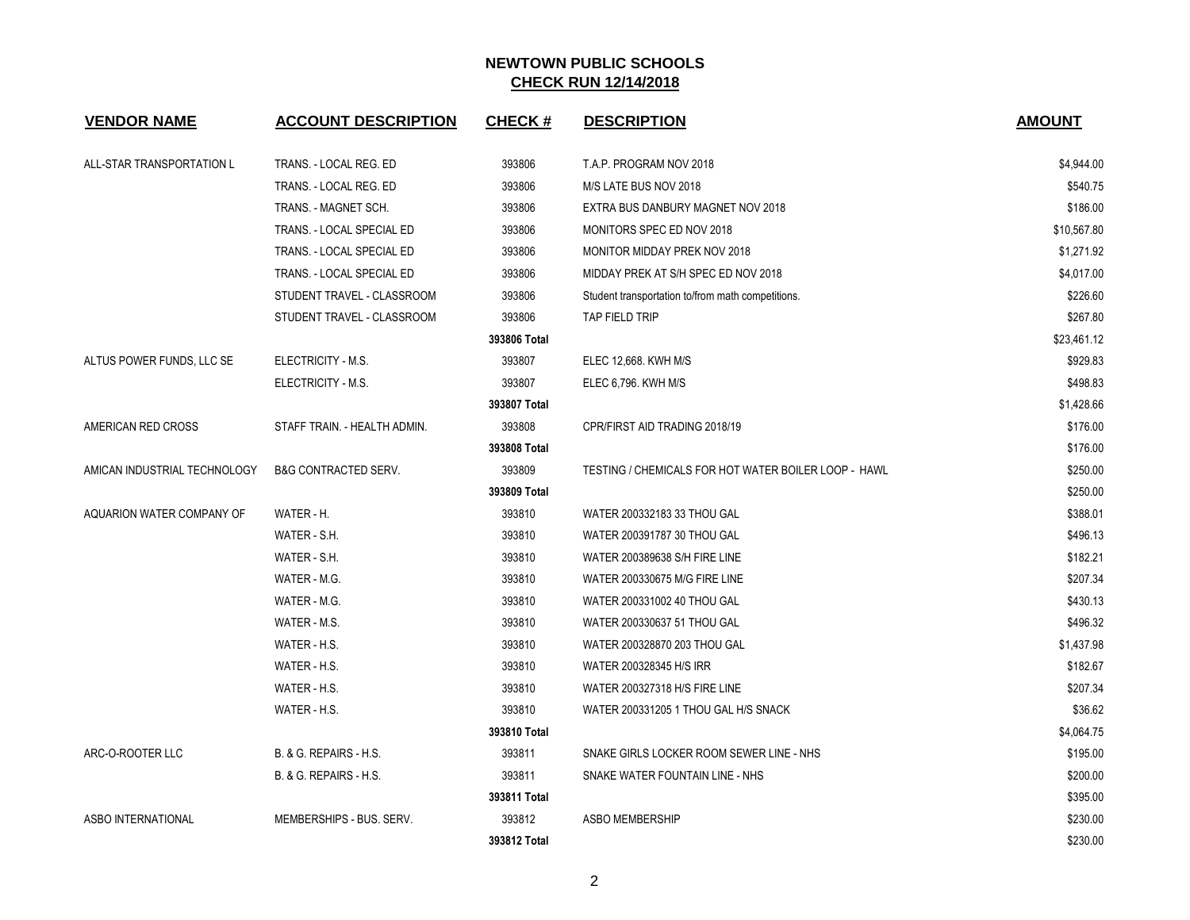# NEWTOWN PUBLIC SCHOOLS

## CHECK RUN 12/14/2018

| VENDOR NAME | ACCOUNT DESCRIPTION | CHECK # | DESCRIPTION | AMOUNT |
|---|---|---|---|---|
| ALL-STAR TRANSPORTATION L | TRANS. - LOCAL REG. ED | 393806 | T.A.P. PROGRAM NOV 2018 | $4,944.00 |
| | TRANS. - LOCAL REG. ED | 393806 | M/S LATE BUS NOV 2018 | $540.75 |
| | TRANS. - MAGNET SCH. | 393806 | EXTRA BUS DANBURY MAGNET NOV 2018 | $186.00 |
| | TRANS. - LOCAL SPECIAL ED | 393806 | MONITORS SPEC ED NOV 2018 | $10,567.80 |
| | TRANS. - LOCAL SPECIAL ED | 393806 | MONITOR MIDDAY PREK NOV 2018 | $1,271.92 |
| | TRANS. - LOCAL SPECIAL ED | 393806 | MIDDAY PREK AT S/H SPEC ED NOV 2018 | $4,017.00 |
| | STUDENT TRAVEL - CLASSROOM | 393806 | Student transportation to/from math competitions. | $226.60 |
| | STUDENT TRAVEL - CLASSROOM | 393806 | TAP FIELD TRIP | $267.80 |
| | | **393806 Total** | | $23,461.12 |
| ALTUS POWER FUNDS, LLC SE | ELECTRICITY - M.S. | 393807 | ELEC 12,668. KWH M/S | $929.83 |
| | ELECTRICITY - M.S. | 393807 | ELEC 6,796. KWH M/S | $498.83 |
| | | **393807 Total** | | $1,428.66 |
| AMERICAN RED CROSS | STAFF TRAIN. - HEALTH ADMIN. | 393808 | CPR/FIRST AID TRADING 2018/19 | $176.00 |
| | | **393808 Total** | | $176.00 |
| AMICAN INDUSTRIAL TECHNOLOGY | B&G CONTRACTED SERV. | 393809 | TESTING / CHEMICALS FOR HOT WATER BOILER LOOP - HAWL | $250.00 |
| | | **393809 Total** | | $250.00 |
| AQUARION WATER COMPANY OF | WATER - H. | 393810 | WATER 200332183 33 THOU GAL | $388.01 |
| | WATER - S.H. | 393810 | WATER 200391787 30 THOU GAL | $496.13 |
| | WATER - S.H. | 393810 | WATER 200389638 S/H FIRE LINE | $182.21 |
| | WATER - M.G. | 393810 | WATER 200330675 M/G FIRE LINE | $207.34 |
| | WATER - M.G. | 393810 | WATER 200331002 40 THOU GAL | $430.13 |
| | WATER - M.S. | 393810 | WATER 200330637 51 THOU GAL | $496.32 |
| | WATER - H.S. | 393810 | WATER 200328870 203 THOU GAL | $1,437.98 |
| | WATER - H.S. | 393810 | WATER 200328345 H/S IRR | $182.67 |
| | WATER - H.S. | 393810 | WATER 200327318 H/S FIRE LINE | $207.34 |
| | WATER - H.S. | 393810 | WATER 200331205 1 THOU GAL H/S SNACK | $36.62 |
| | | **393810 Total** | | $4,064.75 |
| ARC-O-ROOTER LLC | B. & G. REPAIRS - H.S. | 393811 | SNAKE GIRLS LOCKER ROOM SEWER LINE - NHS | $195.00 |
| | B. & G. REPAIRS - H.S. | 393811 | SNAKE WATER FOUNTAIN LINE - NHS | $200.00 |
| | | **393811 Total** | | $395.00 |
| ASBO INTERNATIONAL | MEMBERSHIPS - BUS. SERV. | 393812 | ASBO MEMBERSHIP | $230.00 |
| | | **393812 Total** | | $230.00 |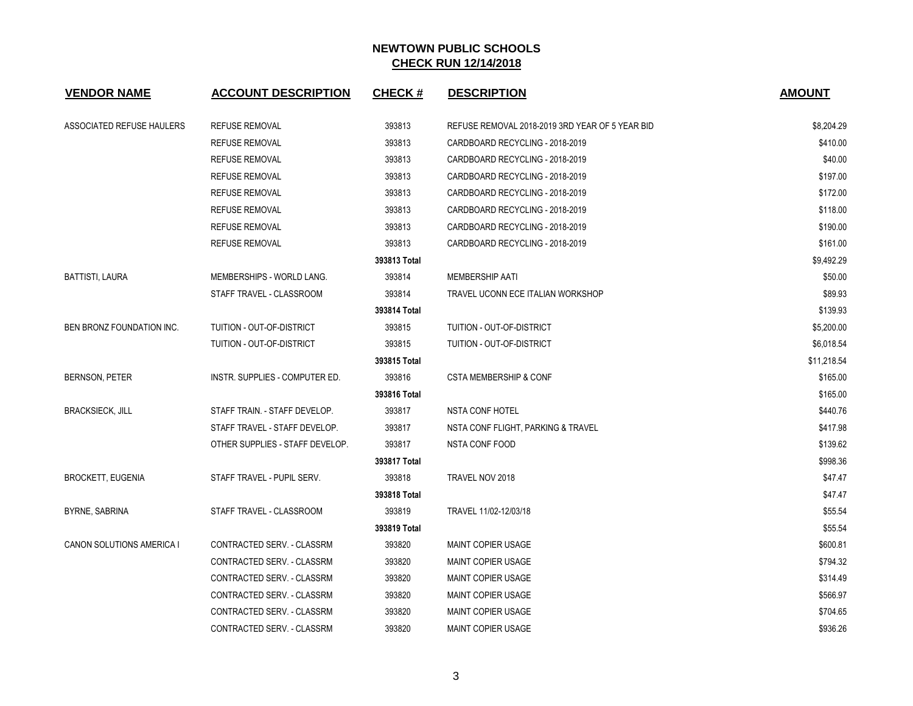## NEWTOWN PUBLIC SCHOOLS
## CHECK RUN 12/14/2018

| VENDOR NAME | ACCOUNT DESCRIPTION | CHECK # | DESCRIPTION | AMOUNT |
|---|---|---|---|---|
| ASSOCIATED REFUSE HAULERS | REFUSE REMOVAL | 393813 | REFUSE REMOVAL 2018-2019 3RD YEAR OF 5 YEAR BID | $8,204.29 |
| | REFUSE REMOVAL | 393813 | CARDBOARD RECYCLING - 2018-2019 | $410.00 |
| | REFUSE REMOVAL | 393813 | CARDBOARD RECYCLING - 2018-2019 | $40.00 |
| | REFUSE REMOVAL | 393813 | CARDBOARD RECYCLING - 2018-2019 | $197.00 |
| | REFUSE REMOVAL | 393813 | CARDBOARD RECYCLING - 2018-2019 | $172.00 |
| | REFUSE REMOVAL | 393813 | CARDBOARD RECYCLING - 2018-2019 | $118.00 |
| | REFUSE REMOVAL | 393813 | CARDBOARD RECYCLING - 2018-2019 | $190.00 |
| | REFUSE REMOVAL | 393813 | CARDBOARD RECYCLING - 2018-2019 | $161.00 |
| | | **393813 Total** | | $9,492.29 |
| BATTISTI, LAURA | MEMBERSHIPS - WORLD LANG. | 393814 | MEMBERSHIP AATI | $50.00 |
| | STAFF TRAVEL - CLASSROOM | 393814 | TRAVEL UCONN ECE ITALIAN WORKSHOP | $89.93 |
| | | **393814 Total** | | $139.93 |
| BEN BRONZ FOUNDATION INC. | TUITION - OUT-OF-DISTRICT | 393815 | TUITION - OUT-OF-DISTRICT | $5,200.00 |
| | TUITION - OUT-OF-DISTRICT | 393815 | TUITION - OUT-OF-DISTRICT | $6,018.54 |
| | | **393815 Total** | | $11,218.54 |
| BERNSON, PETER | INSTR. SUPPLIES - COMPUTER ED. | 393816 | CSTA MEMBERSHIP & CONF | $165.00 |
| | | **393816 Total** | | $165.00 |
| BRACKSIECK, JILL | STAFF TRAIN. - STAFF DEVELOP. | 393817 | NSTA CONF HOTEL | $440.76 |
| | STAFF TRAVEL - STAFF DEVELOP. | 393817 | NSTA CONF FLIGHT, PARKING & TRAVEL | $417.98 |
| | OTHER SUPPLIES - STAFF DEVELOP. | 393817 | NSTA CONF FOOD | $139.62 |
| | | **393817 Total** | | $998.36 |
| BROCKETT, EUGENIA | STAFF TRAVEL - PUPIL SERV. | 393818 | TRAVEL NOV 2018 | $47.47 |
| | | **393818 Total** | | $47.47 |
| BYRNE, SABRINA | STAFF TRAVEL - CLASSROOM | 393819 | TRAVEL 11/02-12/03/18 | $55.54 |
| | | **393819 Total** | | $55.54 |
| CANON SOLUTIONS AMERICA I | CONTRACTED SERV. - CLASSRM | 393820 | MAINT COPIER USAGE | $600.81 |
| | CONTRACTED SERV. - CLASSRM | 393820 | MAINT COPIER USAGE | $794.32 |
| | CONTRACTED SERV. - CLASSRM | 393820 | MAINT COPIER USAGE | $314.49 |
| | CONTRACTED SERV. - CLASSRM | 393820 | MAINT COPIER USAGE | $566.97 |
| | CONTRACTED SERV. - CLASSRM | 393820 | MAINT COPIER USAGE | $704.65 |
| | CONTRACTED SERV. - CLASSRM | 393820 | MAINT COPIER USAGE | $936.26 |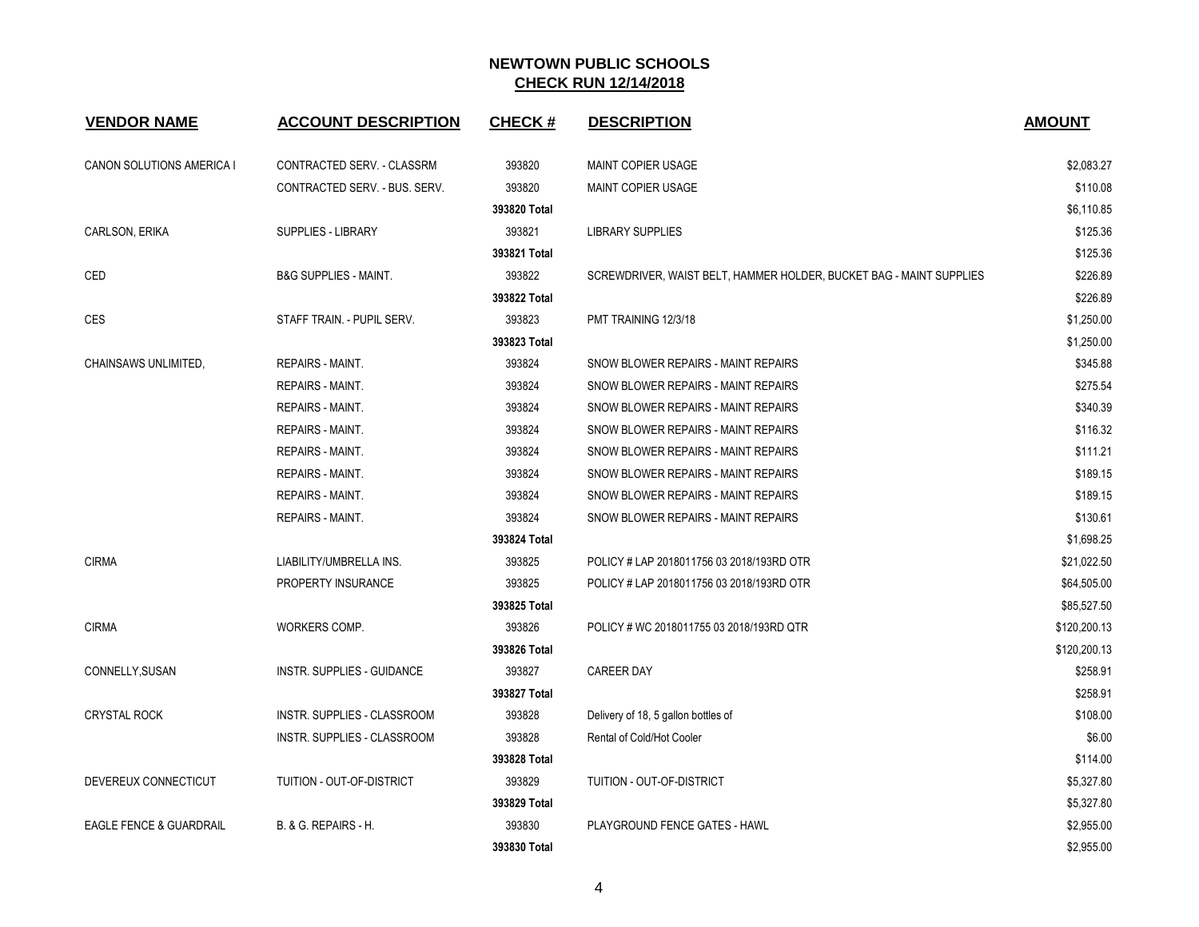**NEWTOWN PUBLIC SCHOOLS**
**CHECK RUN 12/14/2018**

| VENDOR NAME | ACCOUNT DESCRIPTION | CHECK # | DESCRIPTION | AMOUNT |
|---|---|---|---|---|
| CANON SOLUTIONS AMERICA I | CONTRACTED SERV. - CLASSRM | 393820 | MAINT COPIER USAGE | $2,083.27 |
| | CONTRACTED SERV. - BUS. SERV. | 393820 | MAINT COPIER USAGE | $110.08 |
| | | **393820 Total** | | $6,110.85 |
| CARLSON, ERIKA | SUPPLIES - LIBRARY | 393821 | LIBRARY SUPPLIES | $125.36 |
| | | **393821 Total** | | $125.36 |
| CED | B&G SUPPLIES - MAINT. | 393822 | SCREWDRIVER, WAIST BELT, HAMMER HOLDER, BUCKET BAG - MAINT SUPPLIES | $226.89 |
| | | **393822 Total** | | $226.89 |
| CES | STAFF TRAIN. - PUPIL SERV. | 393823 | PMT TRAINING 12/3/18 | $1,250.00 |
| | | **393823 Total** | | $1,250.00 |
| CHAINSAWS UNLIMITED, | REPAIRS - MAINT. | 393824 | SNOW BLOWER REPAIRS - MAINT REPAIRS | $345.88 |
| | REPAIRS - MAINT. | 393824 | SNOW BLOWER REPAIRS - MAINT REPAIRS | $275.54 |
| | REPAIRS - MAINT. | 393824 | SNOW BLOWER REPAIRS - MAINT REPAIRS | $340.39 |
| | REPAIRS - MAINT. | 393824 | SNOW BLOWER REPAIRS - MAINT REPAIRS | $116.32 |
| | REPAIRS - MAINT. | 393824 | SNOW BLOWER REPAIRS - MAINT REPAIRS | $111.21 |
| | REPAIRS - MAINT. | 393824 | SNOW BLOWER REPAIRS - MAINT REPAIRS | $189.15 |
| | REPAIRS - MAINT. | 393824 | SNOW BLOWER REPAIRS - MAINT REPAIRS | $189.15 |
| | REPAIRS - MAINT. | 393824 | SNOW BLOWER REPAIRS - MAINT REPAIRS | $130.61 |
| | | **393824 Total** | | $1,698.25 |
| CIRMA | LIABILITY/UMBRELLA INS. | 393825 | POLICY # LAP 2018011756 03 2018/193RD OTR | $21,022.50 |
| | PROPERTY INSURANCE | 393825 | POLICY # LAP 2018011756 03 2018/193RD OTR | $64,505.00 |
| | | **393825 Total** | | $85,527.50 |
| CIRMA | WORKERS COMP. | 393826 | POLICY # WC 2018011755 03 2018/193RD QTR | $120,200.13 |
| | | **393826 Total** | | $120,200.13 |
| CONNELLY,SUSAN | INSTR. SUPPLIES - GUIDANCE | 393827 | CAREER DAY | $258.91 |
| | | **393827 Total** | | $258.91 |
| CRYSTAL ROCK | INSTR. SUPPLIES - CLASSROOM | 393828 | Delivery of 18, 5 gallon bottles of | $108.00 |
| | INSTR. SUPPLIES - CLASSROOM | 393828 | Rental of Cold/Hot Cooler | $6.00 |
| | | **393828 Total** | | $114.00 |
| DEVEREUX CONNECTICUT | TUITION - OUT-OF-DISTRICT | 393829 | TUITION - OUT-OF-DISTRICT | $5,327.80 |
| | | **393829 Total** | | $5,327.80 |
| EAGLE FENCE & GUARDRAIL | B. & G. REPAIRS - H. | 393830 | PLAYGROUND FENCE GATES - HAWL | $2,955.00 |
| | | **393830 Total** | | $2,955.00 |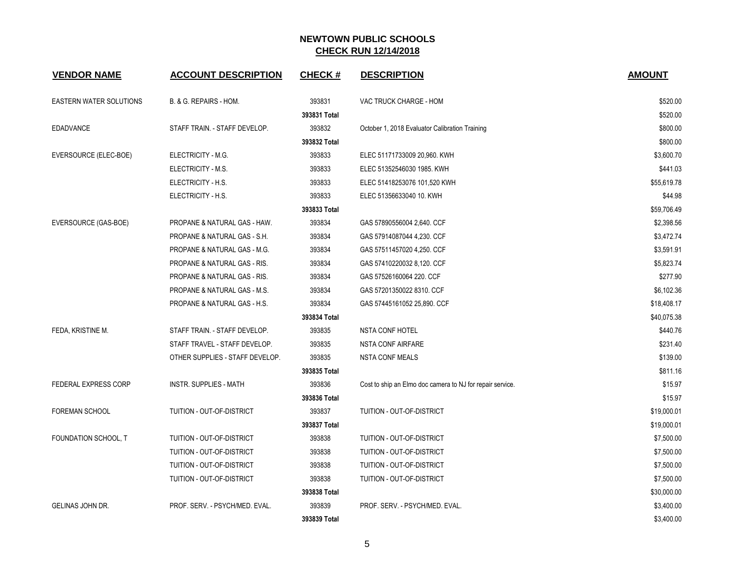# NEWTOWN PUBLIC SCHOOLS
## CHECK RUN 12/14/2018

| VENDOR NAME | ACCOUNT DESCRIPTION | CHECK # | DESCRIPTION | AMOUNT |
|---|---|---|---|---|
| EASTERN WATER SOLUTIONS | B. & G. REPAIRS - HOM. | 393831 | VAC TRUCK CHARGE - HOM | $520.00 |
| | | **393831 Total** | | $520.00 |
| EDADVANCE | STAFF TRAIN. - STAFF DEVELOP. | 393832 | October 1, 2018 Evaluator Calibration Training | $800.00 |
| | | **393832 Total** | | $800.00 |
| EVERSOURCE (ELEC-BOE) | ELECTRICITY - M.G. | 393833 | ELEC 51171733009 20,960. KWH | $3,600.70 |
| | ELECTRICITY - M.S. | 393833 | ELEC 51352546030 1985. KWH | $441.03 |
| | ELECTRICITY - H.S. | 393833 | ELEC 51418253076 101,520 KWH | $55,619.78 |
| | ELECTRICITY - H.S. | 393833 | ELEC 51356633040 10. KWH | $44.98 |
| | | **393833 Total** | | $59,706.49 |
| EVERSOURCE (GAS-BOE) | PROPANE & NATURAL GAS - HAW. | 393834 | GAS 57890556004 2,640. CCF | $2,398.56 |
| | PROPANE & NATURAL GAS - S.H. | 393834 | GAS 57914087044 4,230. CCF | $3,472.74 |
| | PROPANE & NATURAL GAS - M.G. | 393834 | GAS 57511457020 4,250. CCF | $3,591.91 |
| | PROPANE & NATURAL GAS - RIS. | 393834 | GAS 57410220032 8,120. CCF | $5,823.74 |
| | PROPANE & NATURAL GAS - RIS. | 393834 | GAS 57526160064 220. CCF | $277.90 |
| | PROPANE & NATURAL GAS - M.S. | 393834 | GAS 57201350022 8310. CCF | $6,102.36 |
| | PROPANE & NATURAL GAS - H.S. | 393834 | GAS 57445161052 25,890. CCF | $18,408.17 |
| | | **393834 Total** | | $40,075.38 |
| FEDA, KRISTINE M. | STAFF TRAIN. - STAFF DEVELOP. | 393835 | NSTA CONF HOTEL | $440.76 |
| | STAFF TRAVEL - STAFF DEVELOP. | 393835 | NSTA CONF AIRFARE | $231.40 |
| | OTHER SUPPLIES - STAFF DEVELOP. | 393835 | NSTA CONF MEALS | $139.00 |
| | | **393835 Total** | | $811.16 |
| FEDERAL EXPRESS CORP | INSTR. SUPPLIES - MATH | 393836 | Cost to ship an Elmo doc camera to NJ for repair service. | $15.97 |
| | | **393836 Total** | | $15.97 |
| FOREMAN SCHOOL | TUITION - OUT-OF-DISTRICT | 393837 | TUITION - OUT-OF-DISTRICT | $19,000.01 |
| | | **393837 Total** | | $19,000.01 |
| FOUNDATION SCHOOL, T | TUITION - OUT-OF-DISTRICT | 393838 | TUITION - OUT-OF-DISTRICT | $7,500.00 |
| | TUITION - OUT-OF-DISTRICT | 393838 | TUITION - OUT-OF-DISTRICT | $7,500.00 |
| | TUITION - OUT-OF-DISTRICT | 393838 | TUITION - OUT-OF-DISTRICT | $7,500.00 |
| | TUITION - OUT-OF-DISTRICT | 393838 | TUITION - OUT-OF-DISTRICT | $7,500.00 |
| | | **393838 Total** | | $30,000.00 |
| GELINAS JOHN DR. | PROF. SERV. - PSYCH/MED. EVAL. | 393839 | PROF. SERV. - PSYCH/MED. EVAL. | $3,400.00 |
| | | **393839 Total** | | $3,400.00 |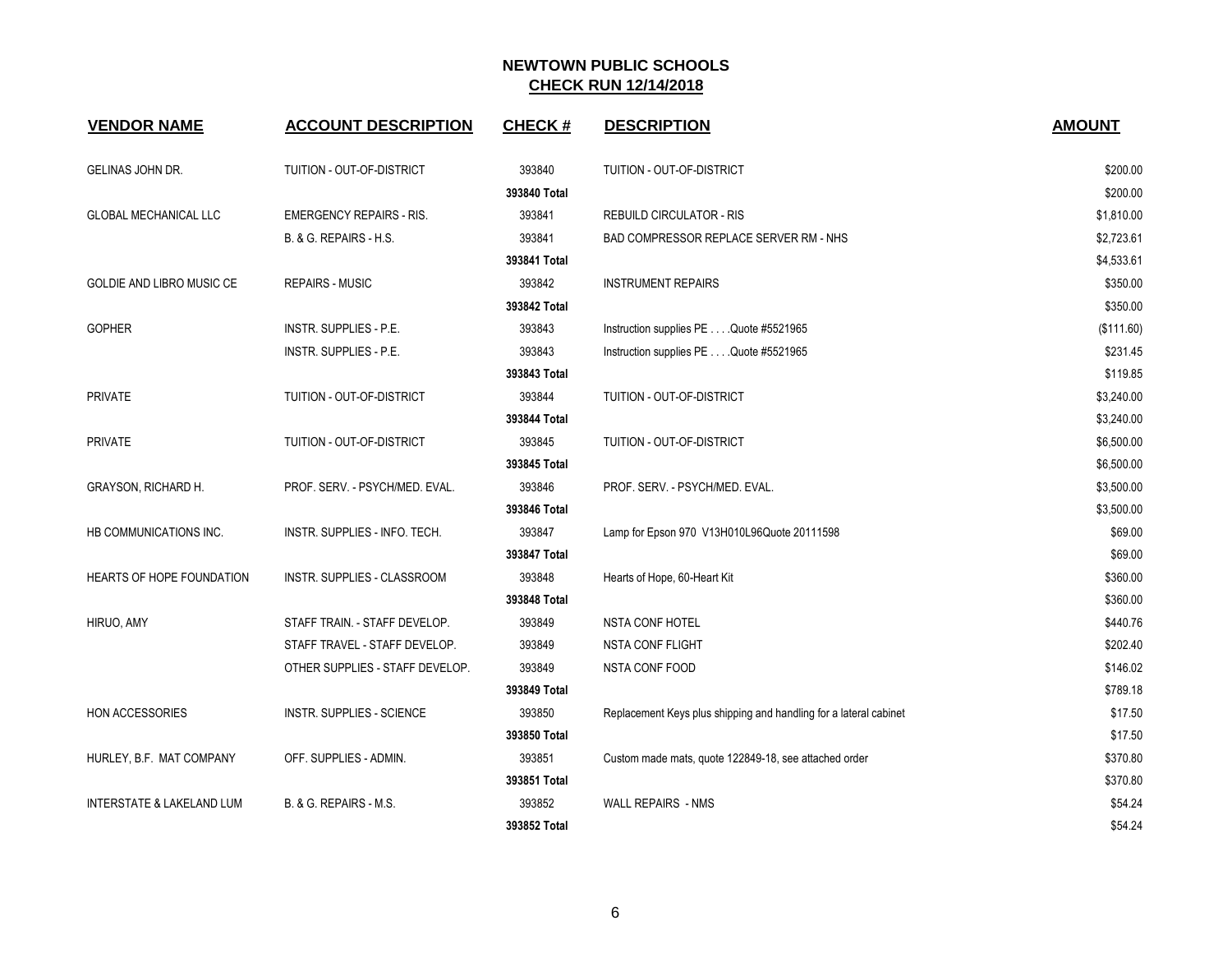# NEWTOWN PUBLIC SCHOOLS
## CHECK RUN 12/14/2018

| VENDOR NAME | ACCOUNT DESCRIPTION | CHECK # | DESCRIPTION | AMOUNT |
|---|---|---|---|---|
| GELINAS JOHN DR. | TUITION - OUT-OF-DISTRICT | 393840 | TUITION - OUT-OF-DISTRICT | $200.00 |
| | | 393840 Total | | $200.00 |
| GLOBAL MECHANICAL LLC | EMERGENCY REPAIRS - RIS. | 393841 | REBUILD CIRCULATOR - RIS | $1,810.00 |
| | B. & G. REPAIRS - H.S. | 393841 | BAD COMPRESSOR REPLACE SERVER RM - NHS | $2,723.61 |
| | | 393841 Total | | $4,533.61 |
| GOLDIE AND LIBRO MUSIC CE | REPAIRS - MUSIC | 393842 | INSTRUMENT REPAIRS | $350.00 |
| | | 393842 Total | | $350.00 |
| GOPHER | INSTR. SUPPLIES - P.E. | 393843 | Instruction supplies PE . . . .Quote #5521965 | ($111.60) |
| | INSTR. SUPPLIES - P.E. | 393843 | Instruction supplies PE . . . .Quote #5521965 | $231.45 |
| | | 393843 Total | | $119.85 |
| PRIVATE | TUITION - OUT-OF-DISTRICT | 393844 | TUITION - OUT-OF-DISTRICT | $3,240.00 |
| | | 393844 Total | | $3,240.00 |
| PRIVATE | TUITION - OUT-OF-DISTRICT | 393845 | TUITION - OUT-OF-DISTRICT | $6,500.00 |
| | | 393845 Total | | $6,500.00 |
| GRAYSON, RICHARD H. | PROF. SERV. - PSYCH/MED. EVAL. | 393846 | PROF. SERV. - PSYCH/MED. EVAL. | $3,500.00 |
| | | 393846 Total | | $3,500.00 |
| HB COMMUNICATIONS INC. | INSTR. SUPPLIES - INFO. TECH. | 393847 | Lamp for Epson 970 V13H010L96Quote 20111598 | $69.00 |
| | | 393847 Total | | $69.00 |
| HEARTS OF HOPE FOUNDATION | INSTR. SUPPLIES - CLASSROOM | 393848 | Hearts of Hope, 60-Heart Kit | $360.00 |
| | | 393848 Total | | $360.00 |
| HIRUO, AMY | STAFF TRAIN. - STAFF DEVELOP. | 393849 | NSTA CONF HOTEL | $440.76 |
| | STAFF TRAVEL - STAFF DEVELOP. | 393849 | NSTA CONF FLIGHT | $202.40 |
| | OTHER SUPPLIES - STAFF DEVELOP. | 393849 | NSTA CONF FOOD | $146.02 |
| | | 393849 Total | | $789.18 |
| HON ACCESSORIES | INSTR. SUPPLIES - SCIENCE | 393850 | Replacement Keys plus shipping and handling for a lateral cabinet | $17.50 |
| | | 393850 Total | | $17.50 |
| HURLEY, B.F. MAT COMPANY | OFF. SUPPLIES - ADMIN. | 393851 | Custom made mats, quote 122849-18, see attached order | $370.80 |
| | | 393851 Total | | $370.80 |
| INTERSTATE & LAKELAND LUM | B. & G. REPAIRS - M.S. | 393852 | WALL REPAIRS - NMS | $54.24 |
| | | 393852 Total | | $54.24 |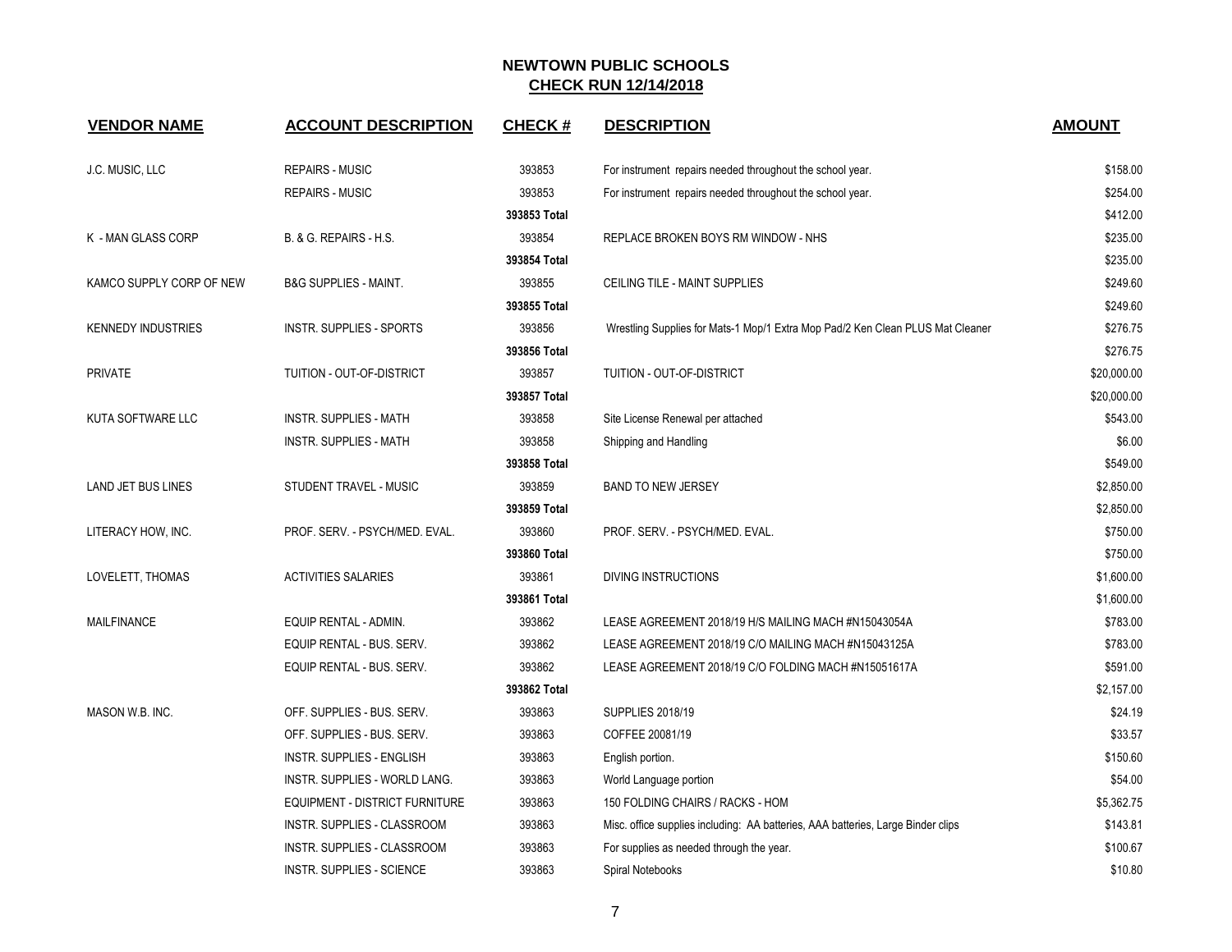# NEWTOWN PUBLIC SCHOOLS
## CHECK RUN 12/14/2018

| VENDOR NAME | ACCOUNT DESCRIPTION | CHECK # | DESCRIPTION | AMOUNT |
|---|---|---|---|---|
| J.C. MUSIC, LLC | REPAIRS - MUSIC | 393853 | For instrument repairs needed throughout the school year. | $158.00 |
| | REPAIRS - MUSIC | 393853 | For instrument repairs needed throughout the school year. | $254.00 |
| | | 393853 Total | | $412.00 |
| K - MAN GLASS CORP | B. & G. REPAIRS - H.S. | 393854 | REPLACE BROKEN BOYS RM WINDOW - NHS | $235.00 |
| | | 393854 Total | | $235.00 |
| KAMCO SUPPLY CORP OF NEW | B&G SUPPLIES - MAINT. | 393855 | CEILING TILE - MAINT SUPPLIES | $249.60 |
| | | 393855 Total | | $249.60 |
| KENNEDY INDUSTRIES | INSTR. SUPPLIES - SPORTS | 393856 | Wrestling Supplies for Mats-1 Mop/1 Extra Mop Pad/2 Ken Clean PLUS Mat Cleaner | $276.75 |
| | | 393856 Total | | $276.75 |
| PRIVATE | TUITION - OUT-OF-DISTRICT | 393857 | TUITION - OUT-OF-DISTRICT | $20,000.00 |
| | | 393857 Total | | $20,000.00 |
| KUTA SOFTWARE LLC | INSTR. SUPPLIES - MATH | 393858 | Site License Renewal per attached | $543.00 |
| | INSTR. SUPPLIES - MATH | 393858 | Shipping and Handling | $6.00 |
| | | 393858 Total | | $549.00 |
| LAND JET BUS LINES | STUDENT TRAVEL - MUSIC | 393859 | BAND TO NEW JERSEY | $2,850.00 |
| | | 393859 Total | | $2,850.00 |
| LITERACY HOW, INC. | PROF. SERV. - PSYCH/MED. EVAL. | 393860 | PROF. SERV. - PSYCH/MED. EVAL. | $750.00 |
| | | 393860 Total | | $750.00 |
| LOVELETT, THOMAS | ACTIVITIES SALARIES | 393861 | DIVING INSTRUCTIONS | $1,600.00 |
| | | 393861 Total | | $1,600.00 |
| MAILFINANCE | EQUIP RENTAL - ADMIN. | 393862 | LEASE AGREEMENT 2018/19 H/S MAILING MACH #N15043054A | $783.00 |
| | EQUIP RENTAL - BUS. SERV. | 393862 | LEASE AGREEMENT 2018/19 C/O MAILING MACH #N15043125A | $783.00 |
| | EQUIP RENTAL - BUS. SERV. | 393862 | LEASE AGREEMENT 2018/19 C/O FOLDING MACH #N15051617A | $591.00 |
| | | 393862 Total | | $2,157.00 |
| MASON W.B. INC. | OFF. SUPPLIES - BUS. SERV. | 393863 | SUPPLIES 2018/19 | $24.19 |
| | OFF. SUPPLIES - BUS. SERV. | 393863 | COFFEE 20081/19 | $33.57 |
| | INSTR. SUPPLIES - ENGLISH | 393863 | English portion. | $150.60 |
| | INSTR. SUPPLIES - WORLD LANG. | 393863 | World Language portion | $54.00 |
| | EQUIPMENT - DISTRICT FURNITURE | 393863 | 150 FOLDING CHAIRS / RACKS - HOM | $5,362.75 |
| | INSTR. SUPPLIES - CLASSROOM | 393863 | Misc. office supplies including: AA batteries, AAA batteries, Large Binder clips | $143.81 |
| | INSTR. SUPPLIES - CLASSROOM | 393863 | For supplies as needed through the year. | $100.67 |
| | INSTR. SUPPLIES - SCIENCE | 393863 | Spiral Notebooks | $10.80 |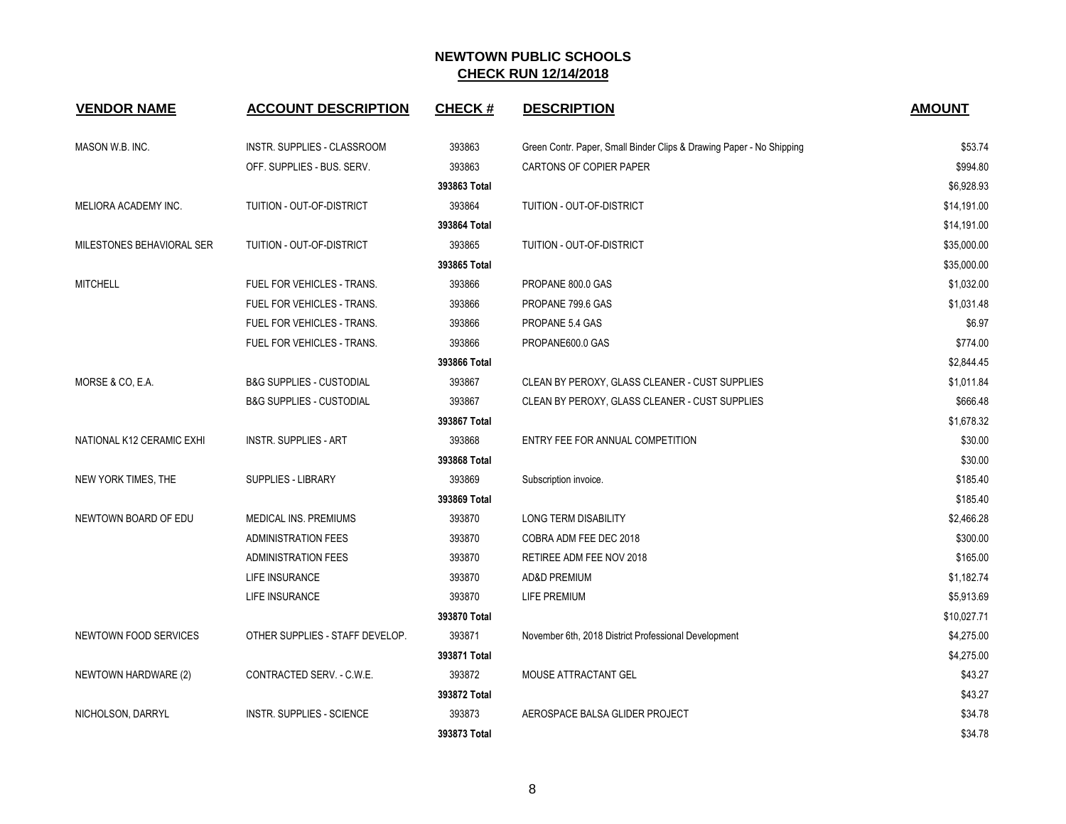# NEWTOWN PUBLIC SCHOOLS

## CHECK RUN 12/14/2018

| VENDOR NAME | ACCOUNT DESCRIPTION | CHECK # | DESCRIPTION | AMOUNT |
|---|---|---|---|---|
| MASON W.B. INC. | INSTR. SUPPLIES - CLASSROOM | 393863 | Green Contr. Paper, Small Binder Clips & Drawing Paper - No Shipping | $53.74 |
| | OFF. SUPPLIES - BUS. SERV. | 393863 | CARTONS OF COPIER PAPER | $994.80 |
| | | 393863 Total | | $6,928.93 |
| MELIORA ACADEMY INC. | TUITION - OUT-OF-DISTRICT | 393864 | TUITION - OUT-OF-DISTRICT | $14,191.00 |
| | | 393864 Total | | $14,191.00 |
| MILESTONES BEHAVIORAL SER | TUITION - OUT-OF-DISTRICT | 393865 | TUITION - OUT-OF-DISTRICT | $35,000.00 |
| | | 393865 Total | | $35,000.00 |
| MITCHELL | FUEL FOR VEHICLES - TRANS. | 393866 | PROPANE 800.0 GAS | $1,032.00 |
| | FUEL FOR VEHICLES - TRANS. | 393866 | PROPANE 799.6 GAS | $1,031.48 |
| | FUEL FOR VEHICLES - TRANS. | 393866 | PROPANE 5.4 GAS | $6.97 |
| | FUEL FOR VEHICLES - TRANS. | 393866 | PROPANE600.0 GAS | $774.00 |
| | | 393866 Total | | $2,844.45 |
| MORSE & CO, E.A. | B&G SUPPLIES - CUSTODIAL | 393867 | CLEAN BY PEROXY, GLASS CLEANER - CUST SUPPLIES | $1,011.84 |
| | B&G SUPPLIES - CUSTODIAL | 393867 | CLEAN BY PEROXY, GLASS CLEANER - CUST SUPPLIES | $666.48 |
| | | 393867 Total | | $1,678.32 |
| NATIONAL K12 CERAMIC EXHI | INSTR. SUPPLIES - ART | 393868 | ENTRY FEE FOR ANNUAL COMPETITION | $30.00 |
| | | 393868 Total | | $30.00 |
| NEW YORK TIMES, THE | SUPPLIES - LIBRARY | 393869 | Subscription invoice. | $185.40 |
| | | 393869 Total | | $185.40 |
| NEWTOWN BOARD OF EDU | MEDICAL INS. PREMIUMS | 393870 | LONG TERM DISABILITY | $2,466.28 |
| | ADMINISTRATION FEES | 393870 | COBRA ADM FEE DEC 2018 | $300.00 |
| | ADMINISTRATION FEES | 393870 | RETIREE ADM FEE NOV 2018 | $165.00 |
| | LIFE INSURANCE | 393870 | AD&D PREMIUM | $1,182.74 |
| | LIFE INSURANCE | 393870 | LIFE PREMIUM | $5,913.69 |
| | | 393870 Total | | $10,027.71 |
| NEWTOWN FOOD SERVICES | OTHER SUPPLIES - STAFF DEVELOP. | 393871 | November 6th, 2018 District Professional Development | $4,275.00 |
| | | 393871 Total | | $4,275.00 |
| NEWTOWN HARDWARE (2) | CONTRACTED SERV. - C.W.E. | 393872 | MOUSE ATTRACTANT GEL | $43.27 |
| | | 393872 Total | | $43.27 |
| NICHOLSON, DARRYL | INSTR. SUPPLIES - SCIENCE | 393873 | AEROSPACE BALSA GLIDER PROJECT | $34.78 |
| | | 393873 Total | | $34.78 |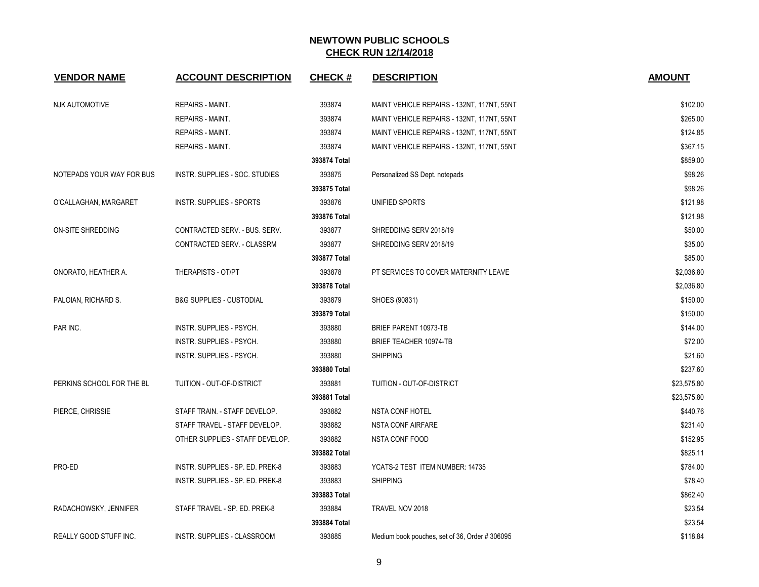## NEWTOWN PUBLIC SCHOOLS
## CHECK RUN 12/14/2018

| VENDOR NAME | ACCOUNT DESCRIPTION | CHECK # | DESCRIPTION | AMOUNT |
|---|---|---|---|---|
| NJK AUTOMOTIVE | REPAIRS - MAINT. | 393874 | MAINT VEHICLE REPAIRS - 132NT, 117NT, 55NT | $102.00 |
| | REPAIRS - MAINT. | 393874 | MAINT VEHICLE REPAIRS - 132NT, 117NT, 55NT | $265.00 |
| | REPAIRS - MAINT. | 393874 | MAINT VEHICLE REPAIRS - 132NT, 117NT, 55NT | $124.85 |
| | REPAIRS - MAINT. | 393874 | MAINT VEHICLE REPAIRS - 132NT, 117NT, 55NT | $367.15 |
| | | **393874 Total** | | $859.00 |
| NOTEPADS YOUR WAY FOR BUS | INSTR. SUPPLIES - SOC. STUDIES | 393875 | Personalized SS Dept. notepads | $98.26 |
| | | **393875 Total** | | $98.26 |
| O'CALLAGHAN, MARGARET | INSTR. SUPPLIES - SPORTS | 393876 | UNIFIED SPORTS | $121.98 |
| | | **393876 Total** | | $121.98 |
| ON-SITE SHREDDING | CONTRACTED SERV. - BUS. SERV. | 393877 | SHREDDING SERV 2018/19 | $50.00 |
| | CONTRACTED SERV. - CLASSRM | 393877 | SHREDDING SERV 2018/19 | $35.00 |
| | | **393877 Total** | | $85.00 |
| ONORATO, HEATHER A. | THERAPISTS - OT/PT | 393878 | PT SERVICES TO COVER MATERNITY LEAVE | $2,036.80 |
| | | **393878 Total** | | $2,036.80 |
| PALOIAN, RICHARD S. | B&G SUPPLIES - CUSTODIAL | 393879 | SHOES (90831) | $150.00 |
| | | **393879 Total** | | $150.00 |
| PAR INC. | INSTR. SUPPLIES - PSYCH. | 393880 | BRIEF PARENT 10973-TB | $144.00 |
| | INSTR. SUPPLIES - PSYCH. | 393880 | BRIEF TEACHER 10974-TB | $72.00 |
| | INSTR. SUPPLIES - PSYCH. | 393880 | SHIPPING | $21.60 |
| | | **393880 Total** | | $237.60 |
| PERKINS SCHOOL FOR THE BL | TUITION - OUT-OF-DISTRICT | 393881 | TUITION - OUT-OF-DISTRICT | $23,575.80 |
| | | **393881 Total** | | $23,575.80 |
| PIERCE, CHRISSIE | STAFF TRAIN. - STAFF DEVELOP. | 393882 | NSTA CONF HOTEL | $440.76 |
| | STAFF TRAVEL - STAFF DEVELOP. | 393882 | NSTA CONF AIRFARE | $231.40 |
| | OTHER SUPPLIES - STAFF DEVELOP. | 393882 | NSTA CONF FOOD | $152.95 |
| | | **393882 Total** | | $825.11 |
| PRO-ED | INSTR. SUPPLIES - SP. ED. PREK-8 | 393883 | YCATS-2 TEST ITEM NUMBER: 14735 | $784.00 |
| | INSTR. SUPPLIES - SP. ED. PREK-8 | 393883 | SHIPPING | $78.40 |
| | | **393883 Total** | | $862.40 |
| RADACHOWSKY, JENNIFER | STAFF TRAVEL - SP. ED. PREK-8 | 393884 | TRAVEL NOV 2018 | $23.54 |
| | | **393884 Total** | | $23.54 |
| REALLY GOOD STUFF INC. | INSTR. SUPPLIES - CLASSROOM | 393885 | Medium book pouches, set of 36, Order # 306095 | $118.84 |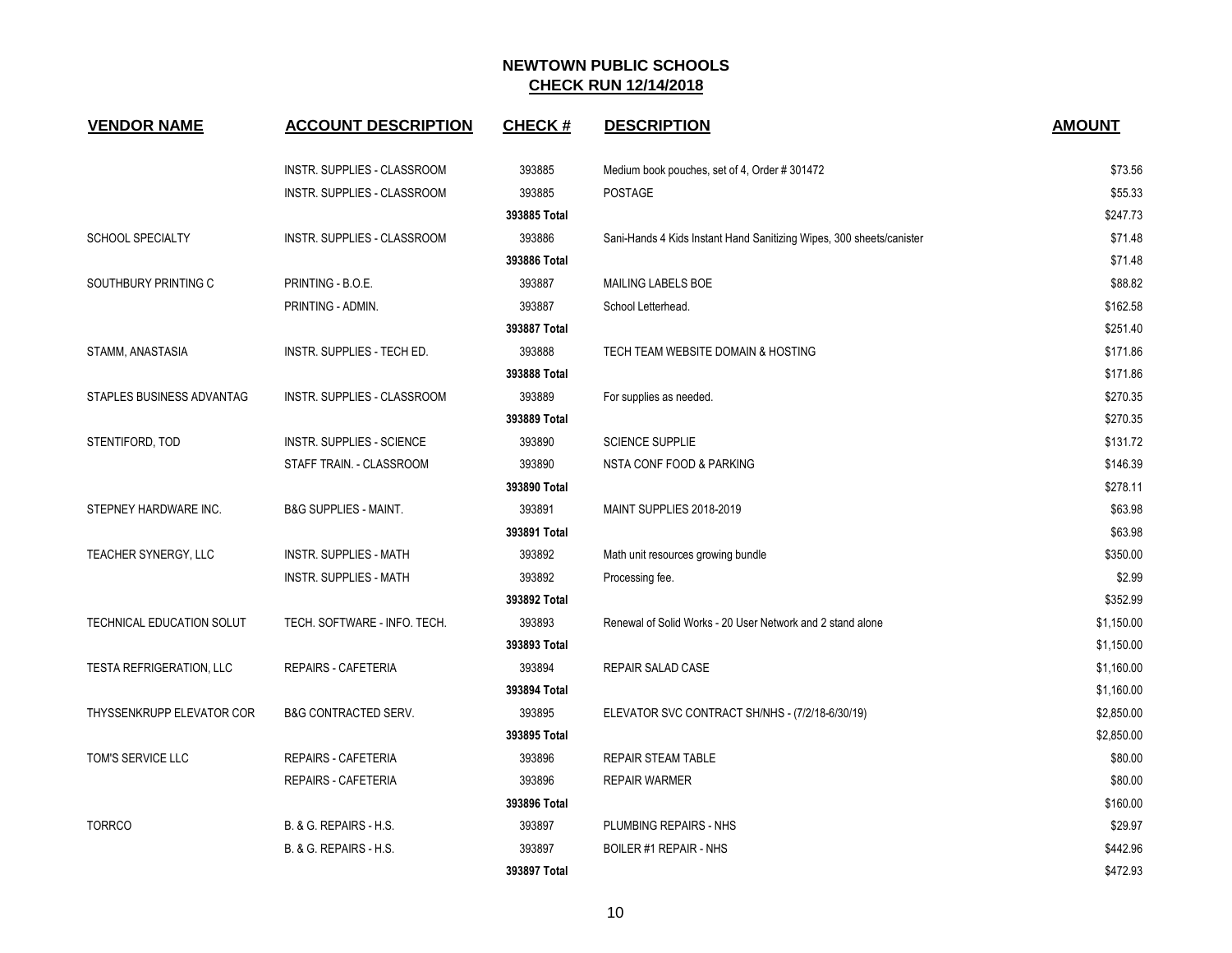## NEWTOWN PUBLIC SCHOOLS

**CHECK RUN 12/14/2018**

| VENDOR NAME | ACCOUNT DESCRIPTION | CHECK # | DESCRIPTION | AMOUNT |
|---|---|---|---|---|
| | INSTR. SUPPLIES - CLASSROOM | 393885 | Medium book pouches, set of 4, Order # 301472 | $73.56 |
| | INSTR. SUPPLIES - CLASSROOM | 393885 | POSTAGE | $55.33 |
| | | **393885 Total** | | $247.73 |
| SCHOOL SPECIALTY | INSTR. SUPPLIES - CLASSROOM | 393886 | Sani-Hands 4 Kids Instant Hand Sanitizing Wipes, 300 sheets/canister | $71.48 |
| | | **393886 Total** | | $71.48 |
| SOUTHBURY PRINTING C | PRINTING - B.O.E. | 393887 | MAILING LABELS BOE | $88.82 |
| | PRINTING - ADMIN. | 393887 | School Letterhead. | $162.58 |
| | | **393887 Total** | | $251.40 |
| STAMM, ANASTASIA | INSTR. SUPPLIES - TECH ED. | 393888 | TECH TEAM WEBSITE DOMAIN & HOSTING | $171.86 |
| | | **393888 Total** | | $171.86 |
| STAPLES BUSINESS ADVANTAG | INSTR. SUPPLIES - CLASSROOM | 393889 | For supplies as needed. | $270.35 |
| | | **393889 Total** | | $270.35 |
| STENTIFORD, TOD | INSTR. SUPPLIES - SCIENCE | 393890 | SCIENCE SUPPLIE | $131.72 |
| | STAFF TRAIN. - CLASSROOM | 393890 | NSTA CONF FOOD & PARKING | $146.39 |
| | | **393890 Total** | | $278.11 |
| STEPNEY HARDWARE INC. | B&G SUPPLIES - MAINT. | 393891 | MAINT SUPPLIES 2018-2019 | $63.98 |
| | | **393891 Total** | | $63.98 |
| TEACHER SYNERGY, LLC | INSTR. SUPPLIES - MATH | 393892 | Math unit resources growing bundle | $350.00 |
| | INSTR. SUPPLIES - MATH | 393892 | Processing fee. | $2.99 |
| | | **393892 Total** | | $352.99 |
| TECHNICAL EDUCATION SOLUT | TECH. SOFTWARE - INFO. TECH. | 393893 | Renewal of Solid Works - 20 User Network and 2 stand alone | $1,150.00 |
| | | **393893 Total** | | $1,150.00 |
| TESTA REFRIGERATION, LLC | REPAIRS - CAFETERIA | 393894 | REPAIR SALAD CASE | $1,160.00 |
| | | **393894 Total** | | $1,160.00 |
| THYSSENKRUPP ELEVATOR COR | B&G CONTRACTED SERV. | 393895 | ELEVATOR SVC CONTRACT SH/NHS - (7/2/18-6/30/19) | $2,850.00 |
| | | **393895 Total** | | $2,850.00 |
| TOM'S SERVICE LLC | REPAIRS - CAFETERIA | 393896 | REPAIR STEAM TABLE | $80.00 |
| | REPAIRS - CAFETERIA | 393896 | REPAIR WARMER | $80.00 |
| | | **393896 Total** | | $160.00 |
| TORRCO | B. & G. REPAIRS - H.S. | 393897 | PLUMBING REPAIRS - NHS | $29.97 |
| | B. & G. REPAIRS - H.S. | 393897 | BOILER #1 REPAIR - NHS | $442.96 |
| | | **393897 Total** | | $472.93 |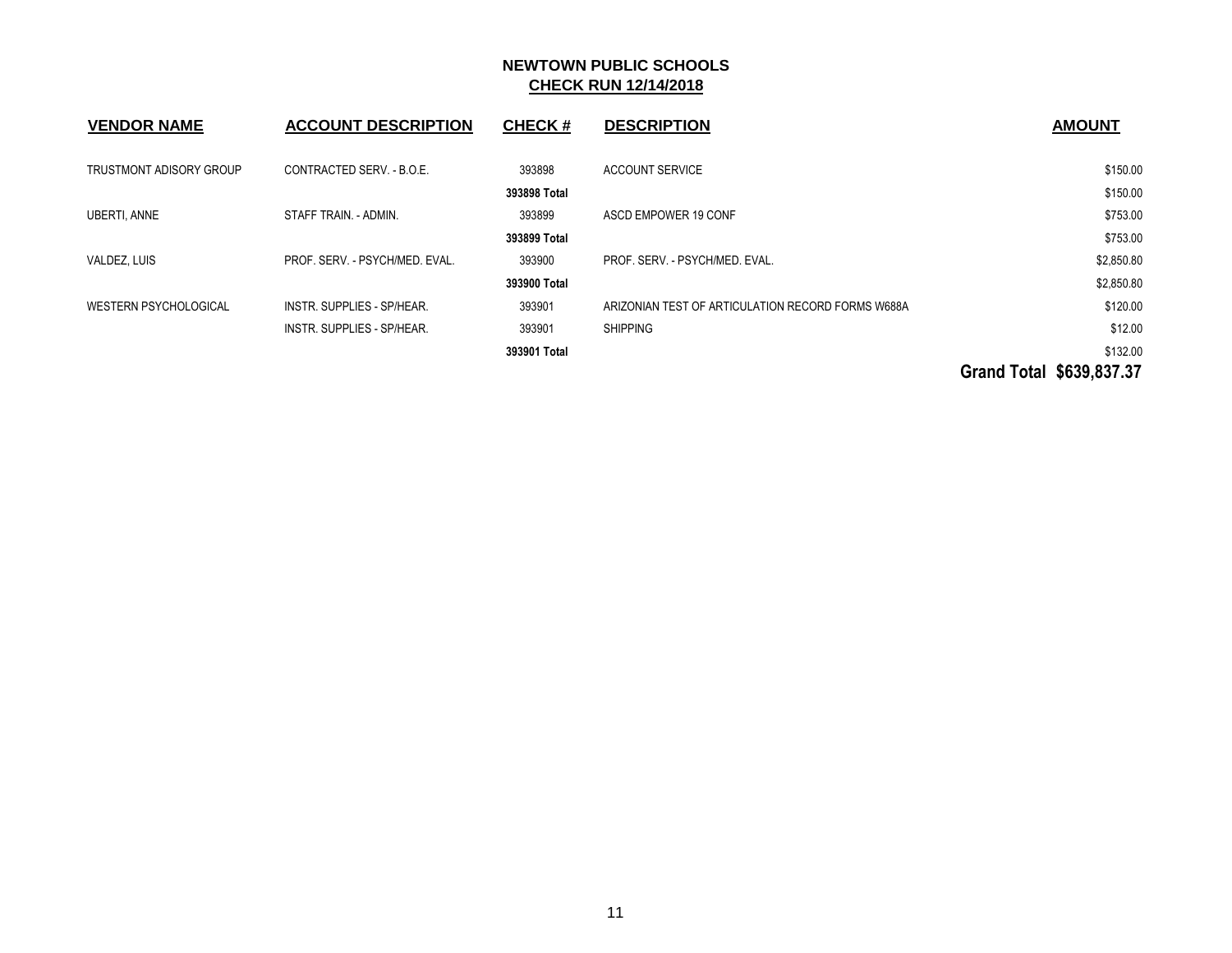**NEWTOWN PUBLIC SCHOOLS**
**CHECK RUN 12/14/2018**

| VENDOR NAME | ACCOUNT DESCRIPTION | CHECK # | DESCRIPTION | AMOUNT |
|---|---|---|---|---|
| TRUSTMONT ADISORY GROUP | CONTRACTED SERV. - B.O.E. | 393898 | ACCOUNT SERVICE | $150.00 |
| | | **393898 Total** | | $150.00 |
| UBERTI, ANNE | STAFF TRAIN. - ADMIN. | 393899 | ASCD EMPOWER 19 CONF | $753.00 |
| | | **393899 Total** | | $753.00 |
| VALDEZ, LUIS | PROF. SERV. - PSYCH/MED. EVAL. | 393900 | PROF. SERV. - PSYCH/MED. EVAL. | $2,850.80 |
| | | **393900 Total** | | $2,850.80 |
| WESTERN PSYCHOLOGICAL | INSTR. SUPPLIES - SP/HEAR. | 393901 | ARIZONIAN TEST OF ARTICULATION RECORD FORMS W688A | $120.00 |
| | INSTR. SUPPLIES - SP/HEAR. | 393901 | SHIPPING | $12.00 |
| | | **393901 Total** | | $132.00 |
| | | | **Grand Total** | **$639,837.37** |